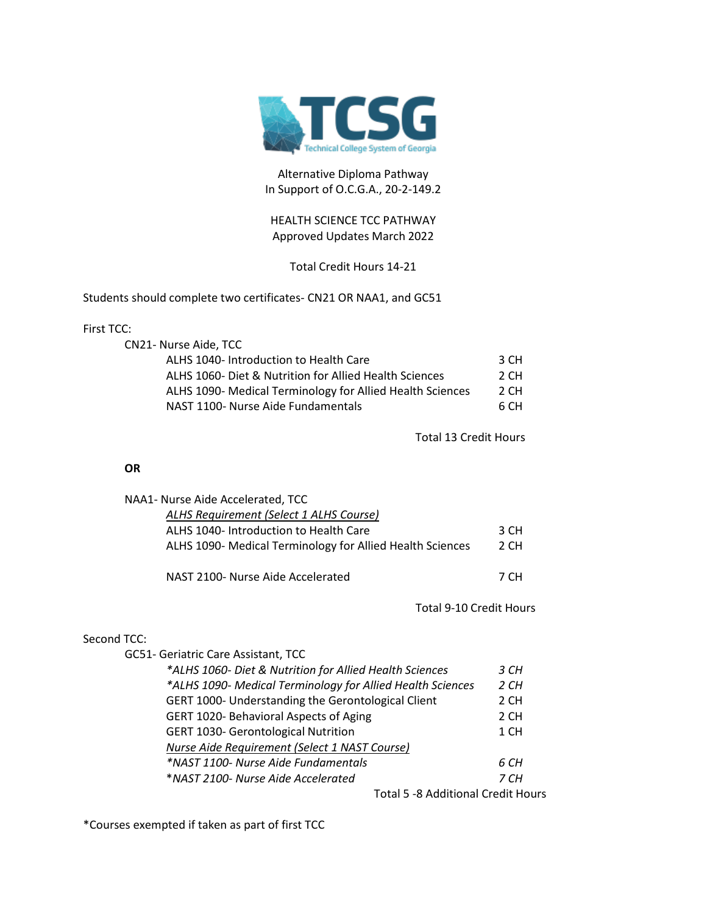TCSG
Technical College System of Georgia

Alternative Diploma Pathway
In Support of O.C.G.A., 20-2-149.2

HEALTH SCIENCE TCC PATHWAY
Approved Updates March 2022

Total Credit Hours 14-21

Students should complete two certificates- CN21 OR NAA1, and GC51

First TCC:

CN21- Nurse Aide, TCC

| Course | Credit Hours |
|---|---|
| ALHS 1040- Introduction to Health Care | 3 CH |
| ALHS 1060- Diet & Nutrition for Allied Health Sciences | 2 CH |
| ALHS 1090- Medical Terminology for Allied Health Sciences | 2 CH |
| NAST 1100- Nurse Aide Fundamentals | 6 CH |

Total 13 Credit Hours

**OR**

NAA1- Nurse Aide Accelerated, TCC

*ALHS Requirement (Select 1 ALHS Course)*

| Course | Credit Hours |
|---|---|
| ALHS 1040- Introduction to Health Care | 3 CH |
| ALHS 1090- Medical Terminology for Allied Health Sciences | 2 CH |
| NAST 2100- Nurse Aide Accelerated | 7 CH |

Total 9-10 Credit Hours

Second TCC:

GC51- Geriatric Care Assistant, TCC

| Course | Credit Hours |
|---|---|
| *\*ALHS 1060- Diet & Nutrition for Allied Health Sciences* | *3 CH* |
| *\*ALHS 1090- Medical Terminology for Allied Health Sciences* | *2 CH* |
| GERT 1000- Understanding the Gerontological Client | 2 CH |
| GERT 1020- Behavioral Aspects of Aging | 2 CH |
| GERT 1030- Gerontological Nutrition | 1 CH |
| *Nurse Aide Requirement (Select 1 NAST Course)* | |
| *\*NAST 1100- Nurse Aide Fundamentals* | *6 CH* |
| *\*NAST 2100- Nurse Aide Accelerated* | *7 CH* |

Total 5 -8 Additional Credit Hours

*Courses exempted if taken as part of first TCC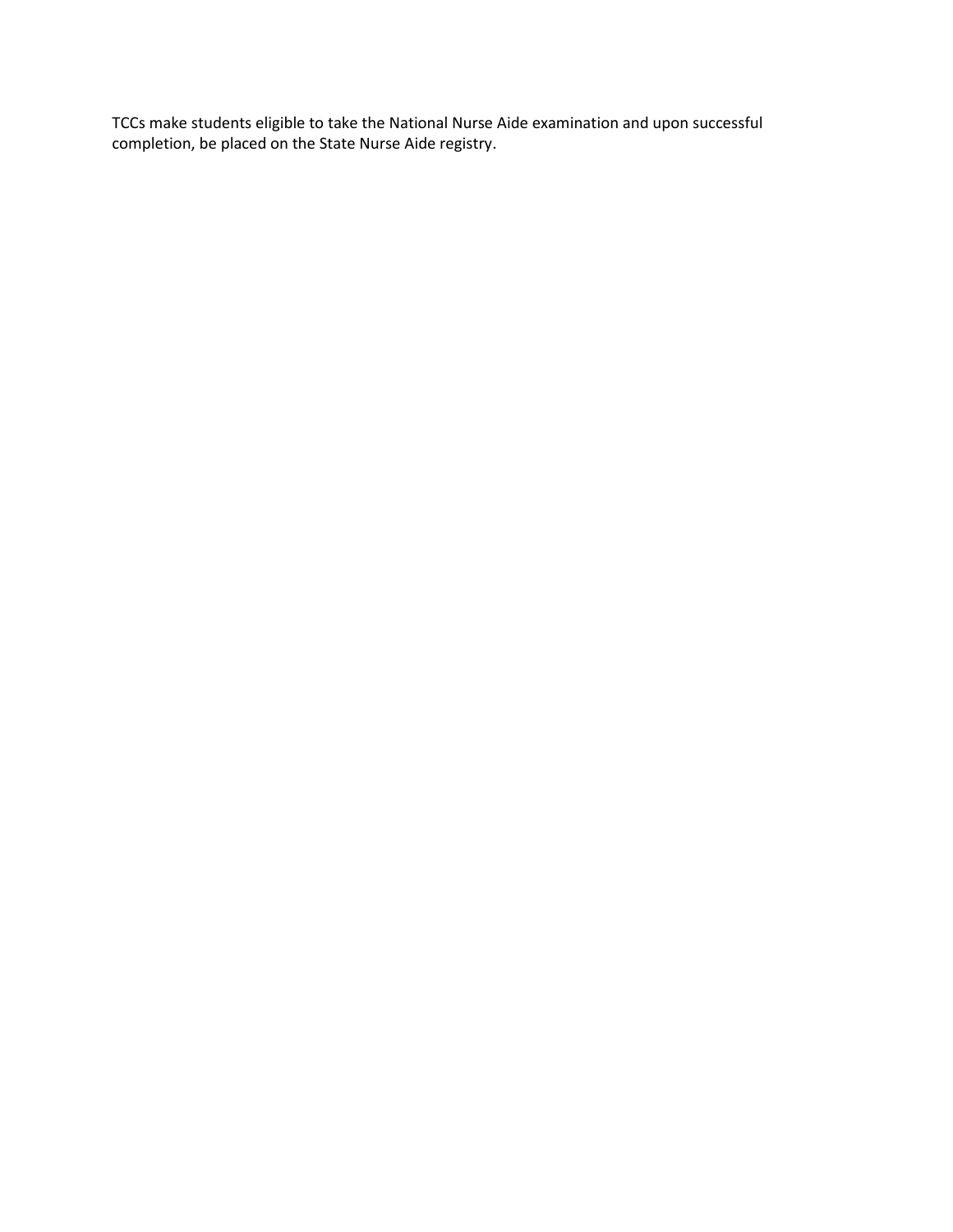TCCs make students eligible to take the National Nurse Aide examination and upon successful completion, be placed on the State Nurse Aide registry.